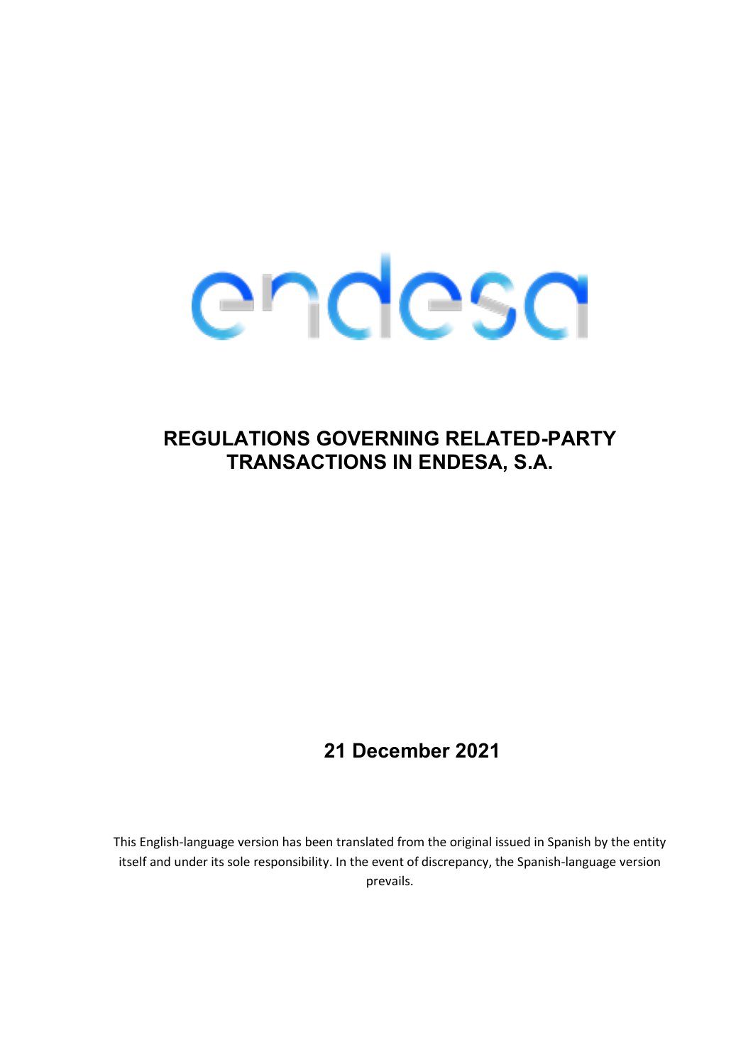endesa

# REGULATIONS GOVERNING RELATED-PARTY TRANSACTIONS IN ENDESA, S.A.

**21 December 2021**

This English-language version has been translated from the original issued in Spanish by the entity itself and under its sole responsibility. In the event of discrepancy, the Spanish-language version prevails.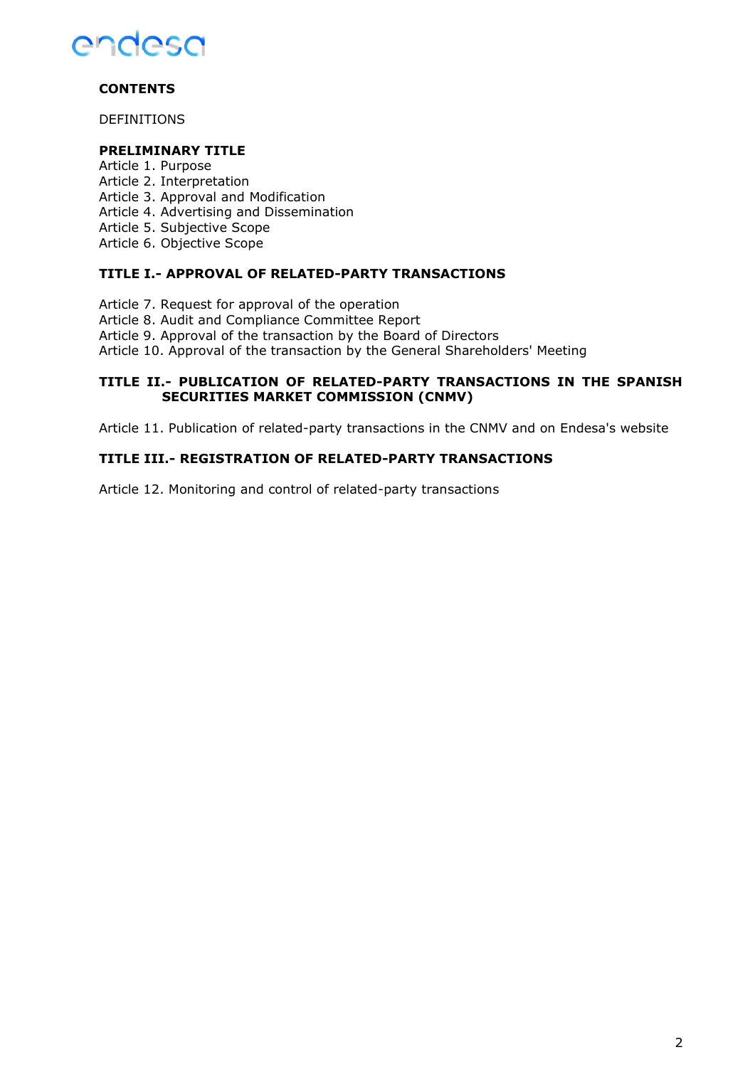**CONTENTS**

DEFINITIONS

**PRELIMINARY TITLE**

Article 1. Purpose
Article 2. Interpretation
Article 3. Approval and Modification
Article 4. Advertising and Dissemination
Article 5. Subjective Scope
Article 6. Objective Scope

**TITLE I.- APPROVAL OF RELATED-PARTY TRANSACTIONS**

Article 7. Request for approval of the operation
Article 8. Audit and Compliance Committee Report
Article 9. Approval of the transaction by the Board of Directors
Article 10. Approval of the transaction by the General Shareholders' Meeting

**TITLE II.- PUBLICATION OF RELATED-PARTY TRANSACTIONS IN THE SPANISH SECURITIES MARKET COMMISSION (CNMV)**

Article 11. Publication of related-party transactions in the CNMV and on Endesa's website

**TITLE III.- REGISTRATION OF RELATED-PARTY TRANSACTIONS**

Article 12. Monitoring and control of related-party transactions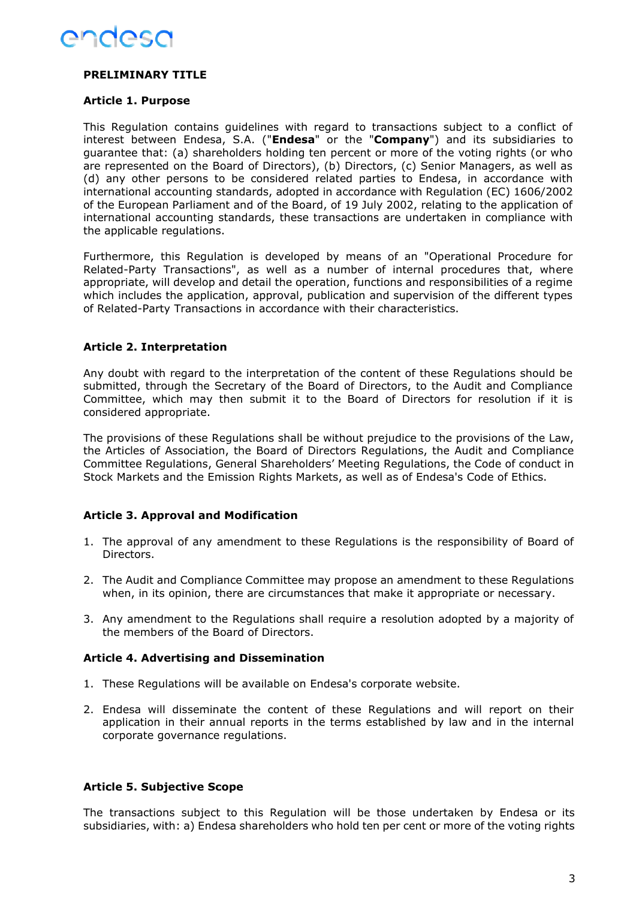## PRELIMINARY TITLE

### Article 1. Purpose

This Regulation contains guidelines with regard to transactions subject to a conflict of interest between Endesa, S.A. ("**Endesa**" or the "**Company**") and its subsidiaries to guarantee that: (a) shareholders holding ten percent or more of the voting rights (or who are represented on the Board of Directors), (b) Directors, (c) Senior Managers, as well as (d) any other persons to be considered related parties to Endesa, in accordance with international accounting standards, adopted in accordance with Regulation (EC) 1606/2002 of the European Parliament and of the Board, of 19 July 2002, relating to the application of international accounting standards, these transactions are undertaken in compliance with the applicable regulations.

Furthermore, this Regulation is developed by means of an "Operational Procedure for Related-Party Transactions", as well as a number of internal procedures that, where appropriate, will develop and detail the operation, functions and responsibilities of a regime which includes the application, approval, publication and supervision of the different types of Related-Party Transactions in accordance with their characteristics.

### Article 2. Interpretation

Any doubt with regard to the interpretation of the content of these Regulations should be submitted, through the Secretary of the Board of Directors, to the Audit and Compliance Committee, which may then submit it to the Board of Directors for resolution if it is considered appropriate.

The provisions of these Regulations shall be without prejudice to the provisions of the Law, the Articles of Association, the Board of Directors Regulations, the Audit and Compliance Committee Regulations, General Shareholders' Meeting Regulations, the Code of conduct in Stock Markets and the Emission Rights Markets, as well as of Endesa's Code of Ethics.

### Article 3. Approval and Modification

1. The approval of any amendment to these Regulations is the responsibility of Board of Directors.
2. The Audit and Compliance Committee may propose an amendment to these Regulations when, in its opinion, there are circumstances that make it appropriate or necessary.
3. Any amendment to the Regulations shall require a resolution adopted by a majority of the members of the Board of Directors.

### Article 4. Advertising and Dissemination

1. These Regulations will be available on Endesa's corporate website.
2. Endesa will disseminate the content of these Regulations and will report on their application in their annual reports in the terms established by law and in the internal corporate governance regulations.

### Article 5. Subjective Scope

The transactions subject to this Regulation will be those undertaken by Endesa or its subsidiaries, with: a) Endesa shareholders who hold ten per cent or more of the voting rights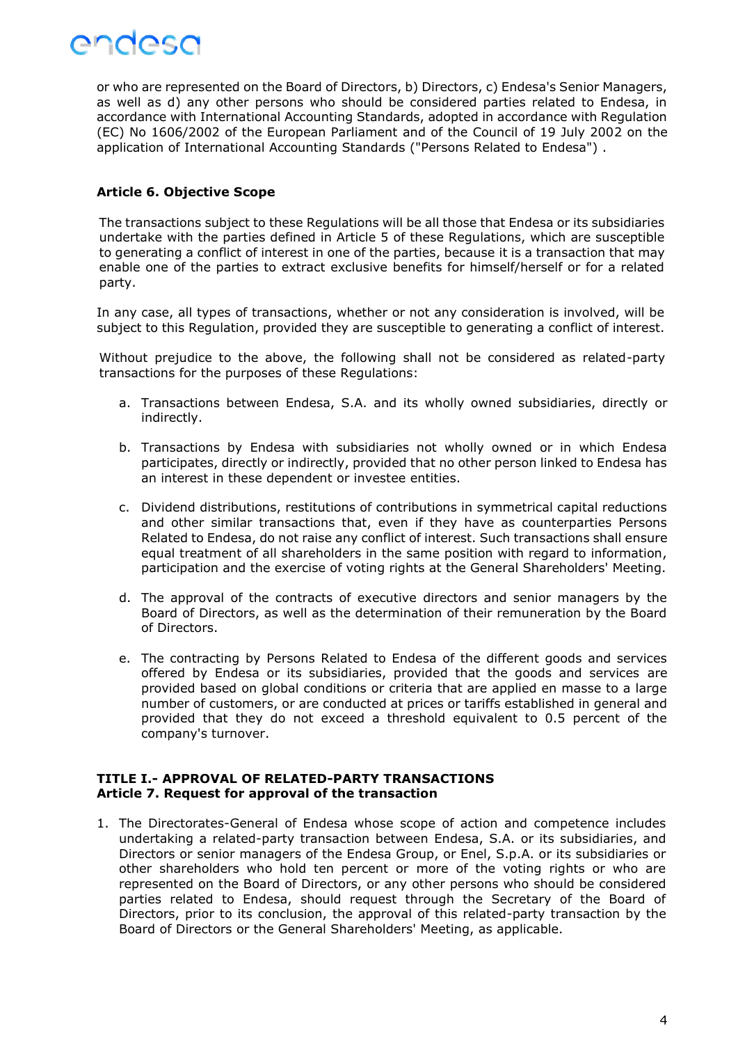or who are represented on the Board of Directors, b) Directors, c) Endesa's Senior Managers, as well as d) any other persons who should be considered parties related to Endesa, in accordance with International Accounting Standards, adopted in accordance with Regulation (EC) No 1606/2002 of the European Parliament and of the Council of 19 July 2002 on the application of International Accounting Standards ("Persons Related to Endesa") .

### Article 6. Objective Scope

The transactions subject to these Regulations will be all those that Endesa or its subsidiaries undertake with the parties defined in Article 5 of these Regulations, which are susceptible to generating a conflict of interest in one of the parties, because it is a transaction that may enable one of the parties to extract exclusive benefits for himself/herself or for a related party.

In any case, all types of transactions, whether or not any consideration is involved, will be subject to this Regulation, provided they are susceptible to generating a conflict of interest.

Without prejudice to the above, the following shall not be considered as related-party transactions for the purposes of these Regulations:

a. Transactions between Endesa, S.A. and its wholly owned subsidiaries, directly or indirectly.

b. Transactions by Endesa with subsidiaries not wholly owned or in which Endesa participates, directly or indirectly, provided that no other person linked to Endesa has an interest in these dependent or investee entities.

c. Dividend distributions, restitutions of contributions in symmetrical capital reductions and other similar transactions that, even if they have as counterparties Persons Related to Endesa, do not raise any conflict of interest. Such transactions shall ensure equal treatment of all shareholders in the same position with regard to information, participation and the exercise of voting rights at the General Shareholders' Meeting.

d. The approval of the contracts of executive directors and senior managers by the Board of Directors, as well as the determination of their remuneration by the Board of Directors.

e. The contracting by Persons Related to Endesa of the different goods and services offered by Endesa or its subsidiaries, provided that the goods and services are provided based on global conditions or criteria that are applied en masse to a large number of customers, or are conducted at prices or tariffs established in general and provided that they do not exceed a threshold equivalent to 0.5 percent of the company's turnover.

## TITLE I.- APPROVAL OF RELATED-PARTY TRANSACTIONS

### Article 7. Request for approval of the transaction

1. The Directorates-General of Endesa whose scope of action and competence includes undertaking a related-party transaction between Endesa, S.A. or its subsidiaries, and Directors or senior managers of the Endesa Group, or Enel, S.p.A. or its subsidiaries or other shareholders who hold ten percent or more of the voting rights or who are represented on the Board of Directors, or any other persons who should be considered parties related to Endesa, should request through the Secretary of the Board of Directors, prior to its conclusion, the approval of this related-party transaction by the Board of Directors or the General Shareholders' Meeting, as applicable.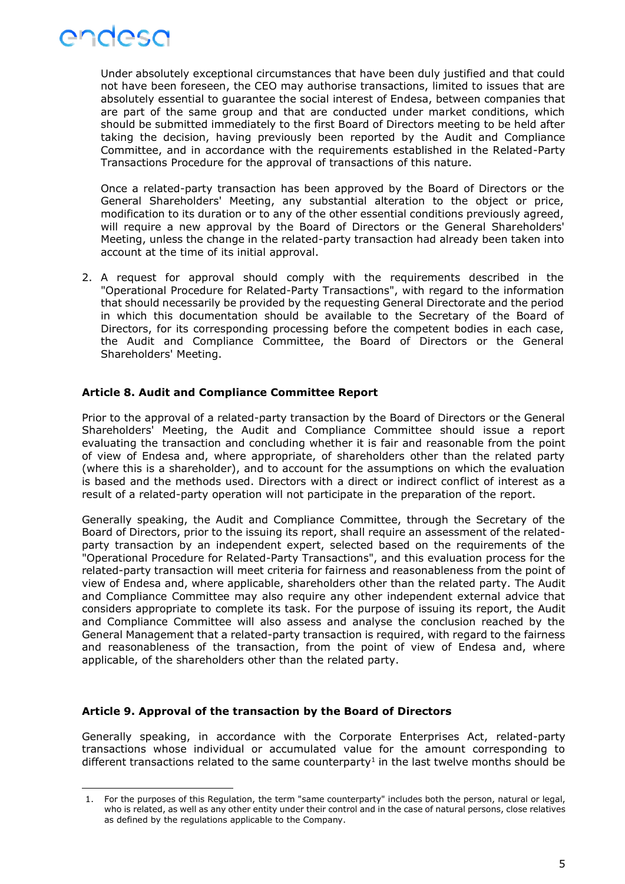Under absolutely exceptional circumstances that have been duly justified and that could not have been foreseen, the CEO may authorise transactions, limited to issues that are absolutely essential to guarantee the social interest of Endesa, between companies that are part of the same group and that are conducted under market conditions, which should be submitted immediately to the first Board of Directors meeting to be held after taking the decision, having previously been reported by the Audit and Compliance Committee, and in accordance with the requirements established in the Related-Party Transactions Procedure for the approval of transactions of this nature.

Once a related-party transaction has been approved by the Board of Directors or the General Shareholders' Meeting, any substantial alteration to the object or price, modification to its duration or to any of the other essential conditions previously agreed, will require a new approval by the Board of Directors or the General Shareholders' Meeting, unless the change in the related-party transaction had already been taken into account at the time of its initial approval.

2. A request for approval should comply with the requirements described in the "Operational Procedure for Related-Party Transactions", with regard to the information that should necessarily be provided by the requesting General Directorate and the period in which this documentation should be available to the Secretary of the Board of Directors, for its corresponding processing before the competent bodies in each case, the Audit and Compliance Committee, the Board of Directors or the General Shareholders' Meeting.

### Article 8. Audit and Compliance Committee Report

Prior to the approval of a related-party transaction by the Board of Directors or the General Shareholders' Meeting, the Audit and Compliance Committee should issue a report evaluating the transaction and concluding whether it is fair and reasonable from the point of view of Endesa and, where appropriate, of shareholders other than the related party (where this is a shareholder), and to account for the assumptions on which the evaluation is based and the methods used. Directors with a direct or indirect conflict of interest as a result of a related-party operation will not participate in the preparation of the report.

Generally speaking, the Audit and Compliance Committee, through the Secretary of the Board of Directors, prior to the issuing its report, shall require an assessment of the related-party transaction by an independent expert, selected based on the requirements of the "Operational Procedure for Related-Party Transactions", and this evaluation process for the related-party transaction will meet criteria for fairness and reasonableness from the point of view of Endesa and, where applicable, shareholders other than the related party. The Audit and Compliance Committee may also require any other independent external advice that considers appropriate to complete its task. For the purpose of issuing its report, the Audit and Compliance Committee will also assess and analyse the conclusion reached by the General Management that a related-party transaction is required, with regard to the fairness and reasonableness of the transaction, from the point of view of Endesa and, where applicable, of the shareholders other than the related party.

### Article 9. Approval of the transaction by the Board of Directors

Generally speaking, in accordance with the Corporate Enterprises Act, related-party transactions whose individual or accumulated value for the amount corresponding to different transactions related to the same counterparty[1] in the last twelve months should be

---

1. For the purposes of this Regulation, the term "same counterparty" includes both the person, natural or legal, who is related, as well as any other entity under their control and in the case of natural persons, close relatives as defined by the regulations applicable to the Company.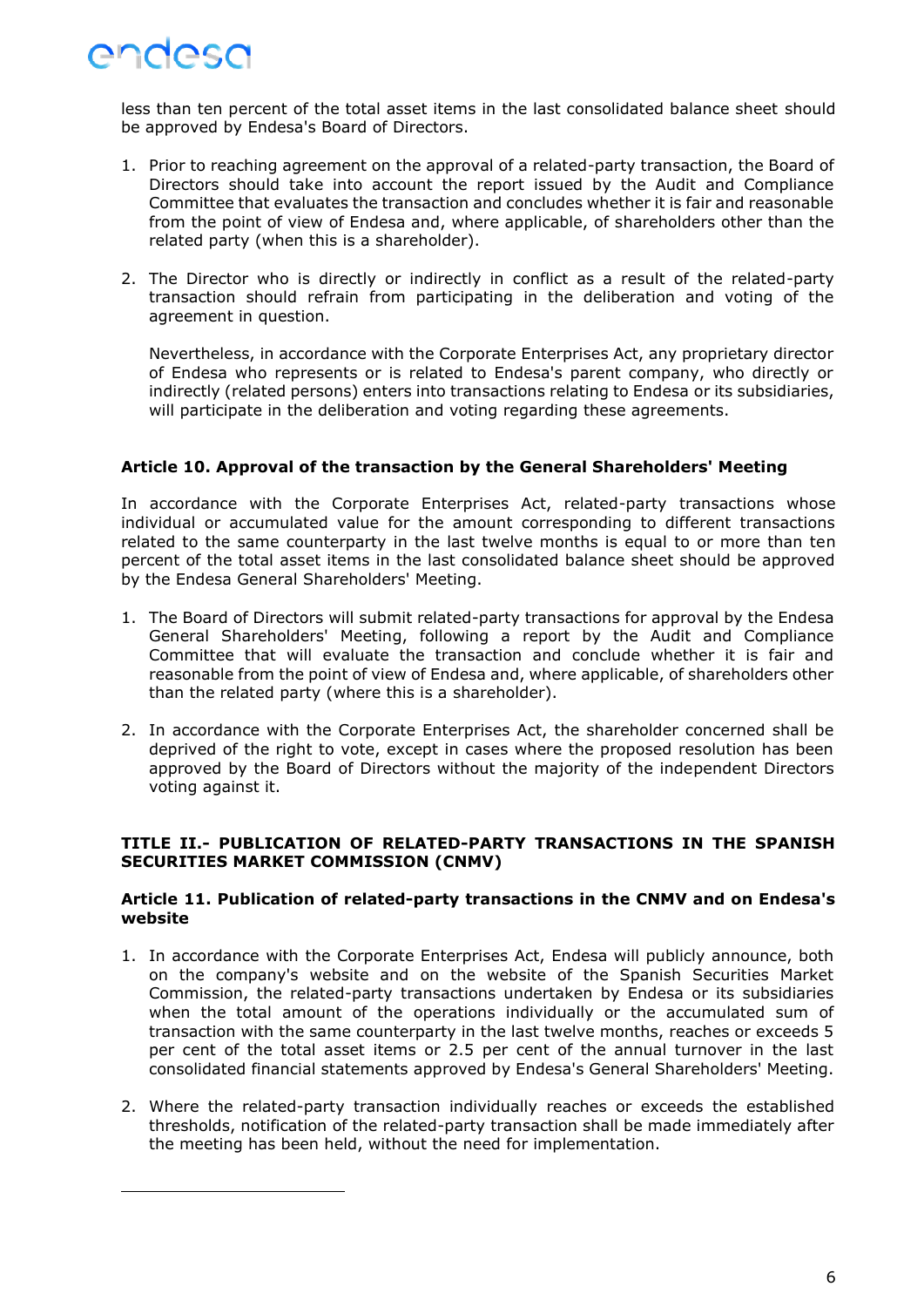less than ten percent of the total asset items in the last consolidated balance sheet should be approved by Endesa's Board of Directors.

1. Prior to reaching agreement on the approval of a related-party transaction, the Board of Directors should take into account the report issued by the Audit and Compliance Committee that evaluates the transaction and concludes whether it is fair and reasonable from the point of view of Endesa and, where applicable, of shareholders other than the related party (when this is a shareholder).

2. The Director who is directly or indirectly in conflict as a result of the related-party transaction should refrain from participating in the deliberation and voting of the agreement in question.

   Nevertheless, in accordance with the Corporate Enterprises Act, any proprietary director of Endesa who represents or is related to Endesa's parent company, who directly or indirectly (related persons) enters into transactions relating to Endesa or its subsidiaries, will participate in the deliberation and voting regarding these agreements.

### Article 10. Approval of the transaction by the General Shareholders' Meeting

In accordance with the Corporate Enterprises Act, related-party transactions whose individual or accumulated value for the amount corresponding to different transactions related to the same counterparty in the last twelve months is equal to or more than ten percent of the total asset items in the last consolidated balance sheet should be approved by the Endesa General Shareholders' Meeting.

1. The Board of Directors will submit related-party transactions for approval by the Endesa General Shareholders' Meeting, following a report by the Audit and Compliance Committee that will evaluate the transaction and conclude whether it is fair and reasonable from the point of view of Endesa and, where applicable, of shareholders other than the related party (where this is a shareholder).

2. In accordance with the Corporate Enterprises Act, the shareholder concerned shall be deprived of the right to vote, except in cases where the proposed resolution has been approved by the Board of Directors without the majority of the independent Directors voting against it.

## TITLE II.- PUBLICATION OF RELATED-PARTY TRANSACTIONS IN THE SPANISH SECURITIES MARKET COMMISSION (CNMV)

### Article 11. Publication of related-party transactions in the CNMV and on Endesa's website

1. In accordance with the Corporate Enterprises Act, Endesa will publicly announce, both on the company's website and on the website of the Spanish Securities Market Commission, the related-party transactions undertaken by Endesa or its subsidiaries when the total amount of the operations individually or the accumulated sum of transaction with the same counterparty in the last twelve months, reaches or exceeds 5 per cent of the total asset items or 2.5 per cent of the annual turnover in the last consolidated financial statements approved by Endesa's General Shareholders' Meeting.

2. Where the related-party transaction individually reaches or exceeds the established thresholds, notification of the related-party transaction shall be made immediately after the meeting has been held, without the need for implementation.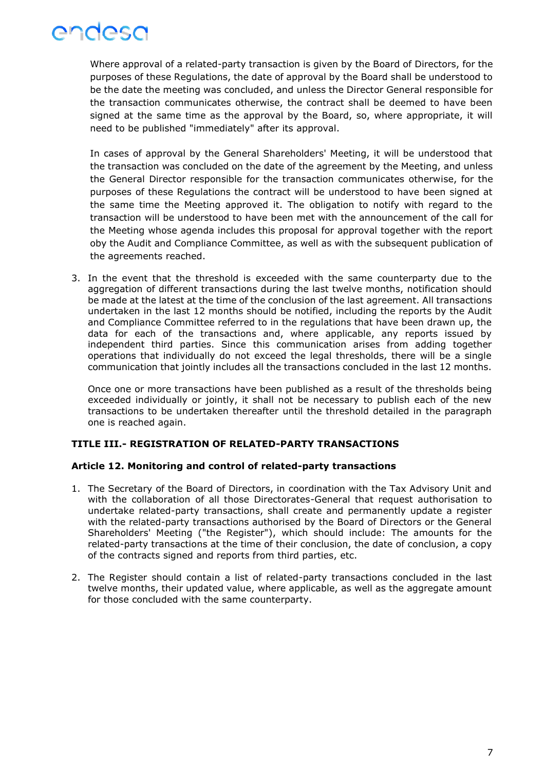Where approval of a related-party transaction is given by the Board of Directors, for the purposes of these Regulations, the date of approval by the Board shall be understood to be the date the meeting was concluded, and unless the Director General responsible for the transaction communicates otherwise, the contract shall be deemed to have been signed at the same time as the approval by the Board, so, where appropriate, it will need to be published "immediately" after its approval.

In cases of approval by the General Shareholders' Meeting, it will be understood that the transaction was concluded on the date of the agreement by the Meeting, and unless the General Director responsible for the transaction communicates otherwise, for the purposes of these Regulations the contract will be understood to have been signed at the same time the Meeting approved it. The obligation to notify with regard to the transaction will be understood to have been met with the announcement of the call for the Meeting whose agenda includes this proposal for approval together with the report oby the Audit and Compliance Committee, as well as with the subsequent publication of the agreements reached.

3. In the event that the threshold is exceeded with the same counterparty due to the aggregation of different transactions during the last twelve months, notification should be made at the latest at the time of the conclusion of the last agreement. All transactions undertaken in the last 12 months should be notified, including the reports by the Audit and Compliance Committee referred to in the regulations that have been drawn up, the data for each of the transactions and, where applicable, any reports issued by independent third parties. Since this communication arises from adding together operations that individually do not exceed the legal thresholds, there will be a single communication that jointly includes all the transactions concluded in the last 12 months.

   Once one or more transactions have been published as a result of the thresholds being exceeded individually or jointly, it shall not be necessary to publish each of the new transactions to be undertaken thereafter until the threshold detailed in the paragraph one is reached again.

## TITLE III.- REGISTRATION OF RELATED-PARTY TRANSACTIONS

### Article 12. Monitoring and control of related-party transactions

1. The Secretary of the Board of Directors, in coordination with the Tax Advisory Unit and with the collaboration of all those Directorates-General that request authorisation to undertake related-party transactions, shall create and permanently update a register with the related-party transactions authorised by the Board of Directors or the General Shareholders' Meeting ("the Register"), which should include: The amounts for the related-party transactions at the time of their conclusion, the date of conclusion, a copy of the contracts signed and reports from third parties, etc.

2. The Register should contain a list of related-party transactions concluded in the last twelve months, their updated value, where applicable, as well as the aggregate amount for those concluded with the same counterparty.